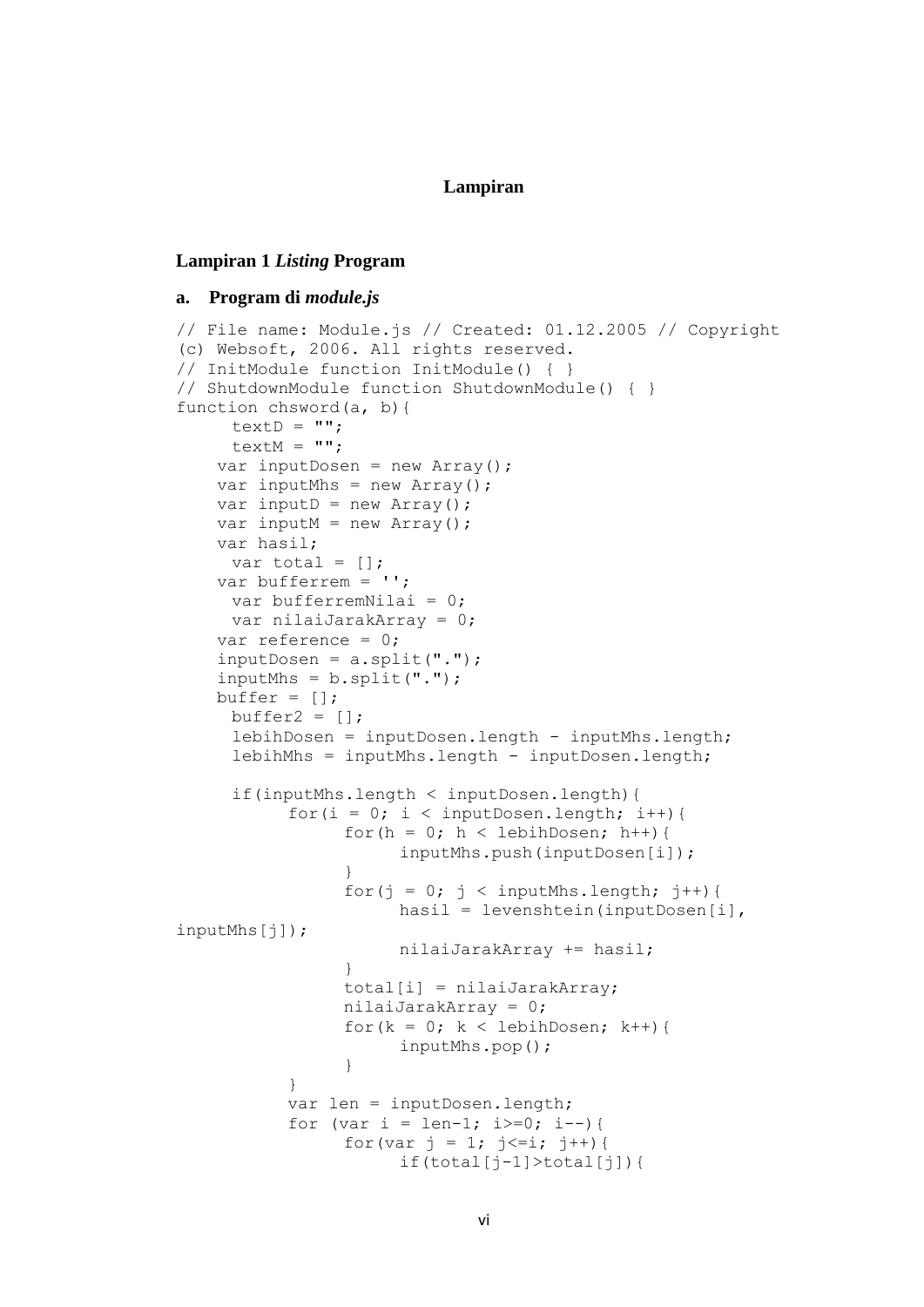# Lampiran

## Lampiran 1 *Listing* Program

### a. Program di *module.js*

```
// File name: Module.js // Created: 01.12.2005 // Copyright
(c) Websoft, 2006. All rights reserved.
// InitModule function InitModule() { }
// ShutdownModule function ShutdownModule() { }
function chsword(a, b){
     textD = "";
     textM = "";
    var inputDosen = new Array();
    var inputMhs = new Array();
    var inputD = new Array();
    var inputM = new Array();
    var hasil;
     var total = [];
    var bufferrem = '';
     var bufferremNilai = 0;
     var nilaiJarakArray = 0;
    var reference = 0;
    inputDosen = a.split(".");
    inputMhs = b.split(".");
    buffer = [];
     buffer2 = [];
     lebihDosen = inputDosen.length - inputMhs.length;
     lebihMhs = inputMhs.length - inputDosen.length;

     if(inputMhs.length < inputDosen.length){
          for(i = 0; i < inputDosen.length; i++){
               for(h = 0; h < lebihDosen; h++){
                    inputMhs.push(inputDosen[i]);
               }
               for(j = 0; j < inputMhs.length; j++){
                    hasil = levenshtein(inputDosen[i],
inputMhs[j]);
                    nilaiJarakArray += hasil;
               }
               total[i] = nilaiJarakArray;
               nilaiJarakArray = 0;
               for(k = 0; k < lebihDosen; k++){
                    inputMhs.pop();
               }
          }
          var len = inputDosen.length;
          for (var i = len-1; i>=0; i--){
               for(var j = 1; j<=i; j++){
                    if(total[j-1]>total[j]){
```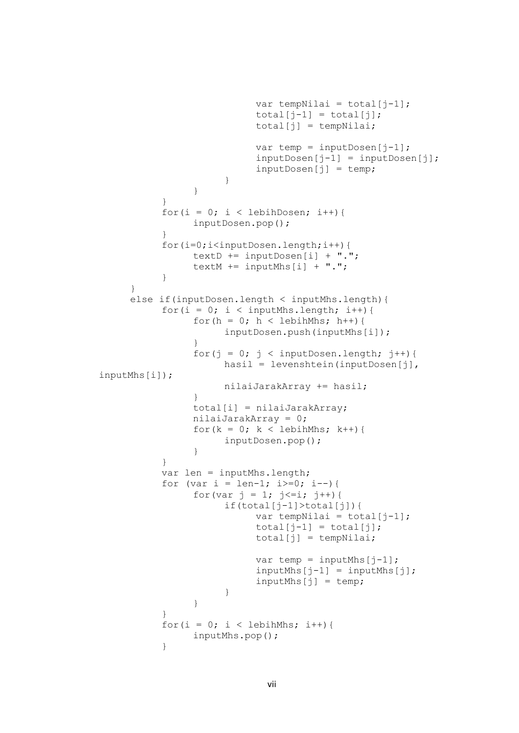```
                        var tempNilai = total[j-1];
                        total[j-1] = total[j];
                        total[j] = tempNilai;

                        var temp = inputDosen[j-1];
                        inputDosen[j-1] = inputDosen[j];
                        inputDosen[j] = temp;
                    }
                }
            }
            for(i = 0; i < lebihDosen; i++){
                inputDosen.pop();
            }
            for(i=0;i<inputDosen.length;i++){
                textD += inputDosen[i] + ".";
                textM += inputMhs[i] + ".";
            }
        }
        else if(inputDosen.length < inputMhs.length){
            for(i = 0; i < inputMhs.length; i++){
                for(h = 0; h < lebihMhs; h++){
                    inputDosen.push(inputMhs[i]);
                }
                for(j = 0; j < inputDosen.length; j++){
                    hasil = levenshtein(inputDosen[j],
    inputMhs[i]);
                    nilaiJarakArray += hasil;
                }
                total[i] = nilaiJarakArray;
                nilaiJarakArray = 0;
                for(k = 0; k < lebihMhs; k++){
                    inputDosen.pop();
                }
            }
            var len = inputMhs.length;
            for (var i = len-1; i>=0; i--){
                for(var j = 1; j<=i; j++){
                    if(total[j-1]>total[j]){
                        var tempNilai = total[j-1];
                        total[j-1] = total[j];
                        total[j] = tempNilai;

                        var temp = inputMhs[j-1];
                        inputMhs[j-1] = inputMhs[j];
                        inputMhs[j] = temp;
                    }
                }
            }
            for(i = 0; i < lebihMhs; i++){
                inputMhs.pop();
            }
```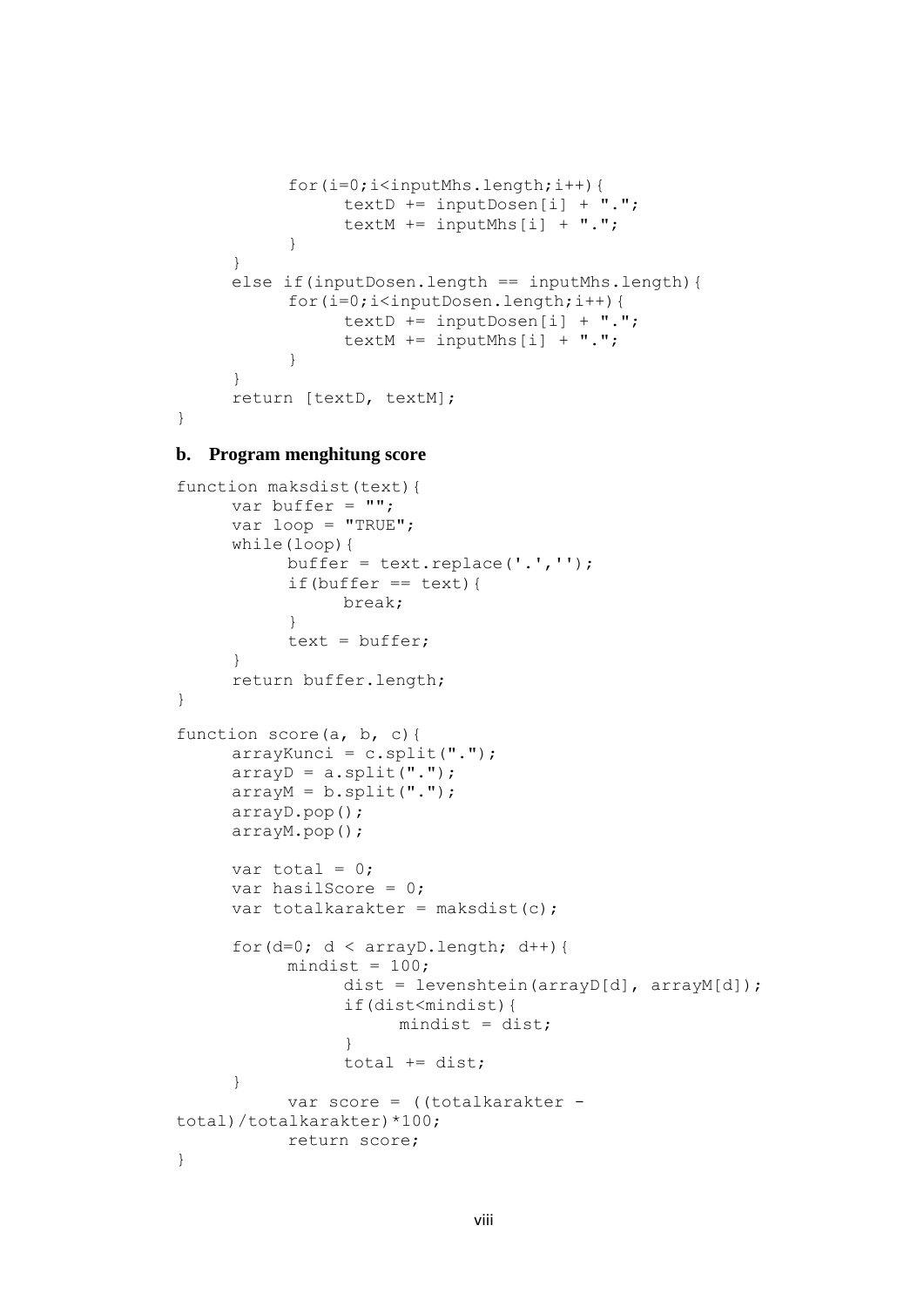```
        for(i=0;i<inputMhs.length;i++){
              textD += inputDosen[i] + ".";
              textM += inputMhs[i] + ".";
        }
    }
    else if(inputDosen.length == inputMhs.length){
        for(i=0;i<inputDosen.length;i++){
              textD += inputDosen[i] + ".";
              textM += inputMhs[i] + ".";
        }
    }
    return [textD, textM];
}
```

**b. Program menghitung score**

```
function maksdist(text){
    var buffer = "";
    var loop = "TRUE";
    while(loop){
        buffer = text.replace('.','');
        if(buffer == text){
              break;
        }
        text = buffer;
    }
    return buffer.length;
}

function score(a, b, c){
    arrayKunci = c.split(".");
    arrayD = a.split(".");
    arrayM = b.split(".");
    arrayD.pop();
    arrayM.pop();

    var total = 0;
    var hasilScore = 0;
    var totalkarakter = maksdist(c);

    for(d=0; d < arrayD.length; d++){
        mindist = 100;
              dist = levenshtein(arrayD[d], arrayM[d]);
              if(dist<mindist){
                    mindist = dist;
              }
              total += dist;
    }
        var score = ((totalkarakter -
total)/totalkarakter)*100;
        return score;
}
```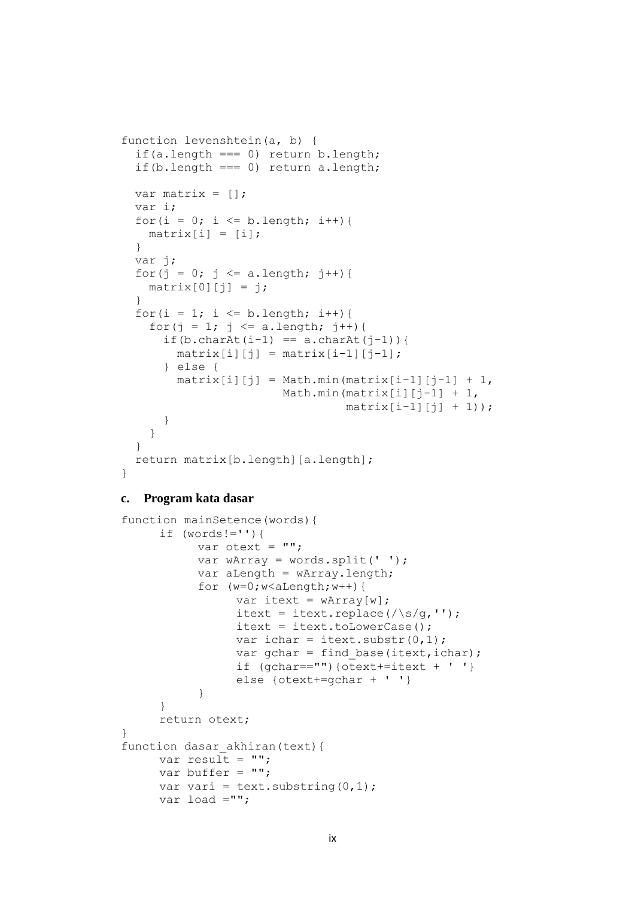```
function levenshtein(a, b) {
  if(a.length === 0) return b.length;
  if(b.length === 0) return a.length;

  var matrix = [];
  var i;
  for(i = 0; i <= b.length; i++){
    matrix[i] = [i];
  }
  var j;
  for(j = 0; j <= a.length; j++){
    matrix[0][j] = j;
  }
  for(i = 1; i <= b.length; i++){
    for(j = 1; j <= a.length; j++){
      if(b.charAt(i-1) == a.charAt(j-1)){
        matrix[i][j] = matrix[i-1][j-1];
      } else {
        matrix[i][j] = Math.min(matrix[i-1][j-1] + 1,
                        Math.min(matrix[i][j-1] + 1,
                                 matrix[i-1][j] + 1));
      }
    }
  }
  return matrix[b.length][a.length];
}
```

**c. Program kata dasar**

```
function mainSetence(words){
      if (words!=''){
            var otext = "";
            var wArray = words.split(' ');
            var aLength = wArray.length;
            for (w=0;w<aLength;w++){
                  var itext = wArray[w];
                  itext = itext.replace(/\s/g,'');
                  itext = itext.toLowerCase();
                  var ichar = itext.substr(0,1);
                  var gchar = find_base(itext,ichar);
                  if (gchar==""){otext+=itext + ' '}
                  else {otext+=gchar + ' '}
            }
      }
      return otext;
}
function dasar_akhiran(text){
      var result = "";
      var buffer = "";
      var vari = text.substring(0,1);
      var load ="";
```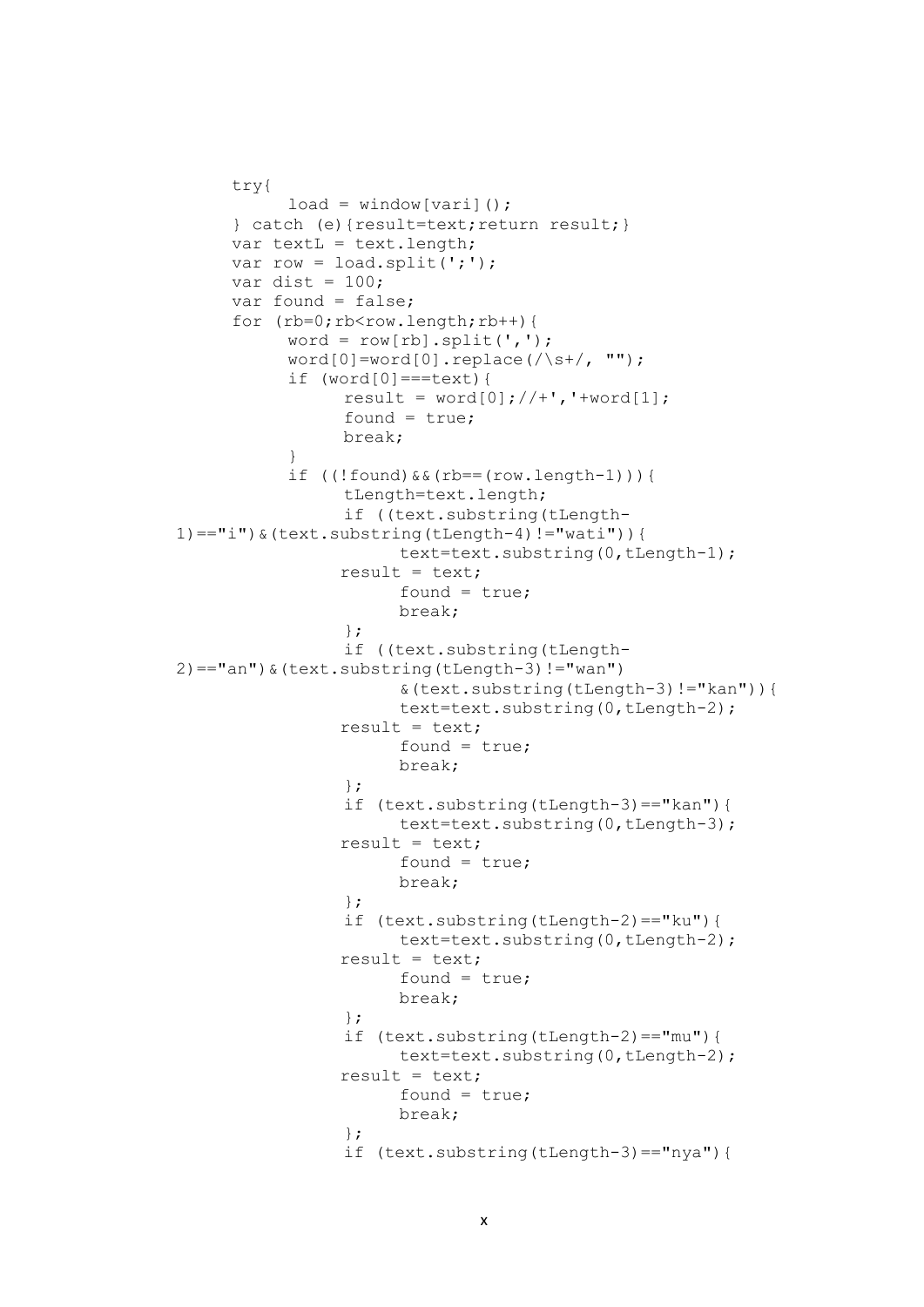```
try{
      load = window[vari]();
} catch (e){result=text;return result;}
var textL = text.length;
var row = load.split(';');
var dist = 100;
var found = false;
for (rb=0;rb<row.length;rb++){
      word = row[rb].split(',');
      word[0]=word[0].replace(/\s+/, "");
      if (word[0]===text){
            result = word[0];//+','+word[1];
            found = true;
            break;
      }
      if ((!found)&&(rb==(row.length-1))){
            tLength=text.length;
            if ((text.substring(tLength-
1)=="i")&(text.substring(tLength-4)!="wati")){
                  text=text.substring(0,tLength-1);
            result = text;
                  found = true;
                  break;
            };
            if ((text.substring(tLength-
2)=="an")&(text.substring(tLength-3)!="wan")
                  &(text.substring(tLength-3)!="kan")){
                  text=text.substring(0,tLength-2);
            result = text;
                  found = true;
                  break;
            };
            if (text.substring(tLength-3)=="kan"){
                  text=text.substring(0,tLength-3);
            result = text;
                  found = true;
                  break;
            };
            if (text.substring(tLength-2)=="ku"){
                  text=text.substring(0,tLength-2);
            result = text;
                  found = true;
                  break;
            };
            if (text.substring(tLength-2)=="mu"){
                  text=text.substring(0,tLength-2);
            result = text;
                  found = true;
                  break;
            };
            if (text.substring(tLength-3)=="nya"){
```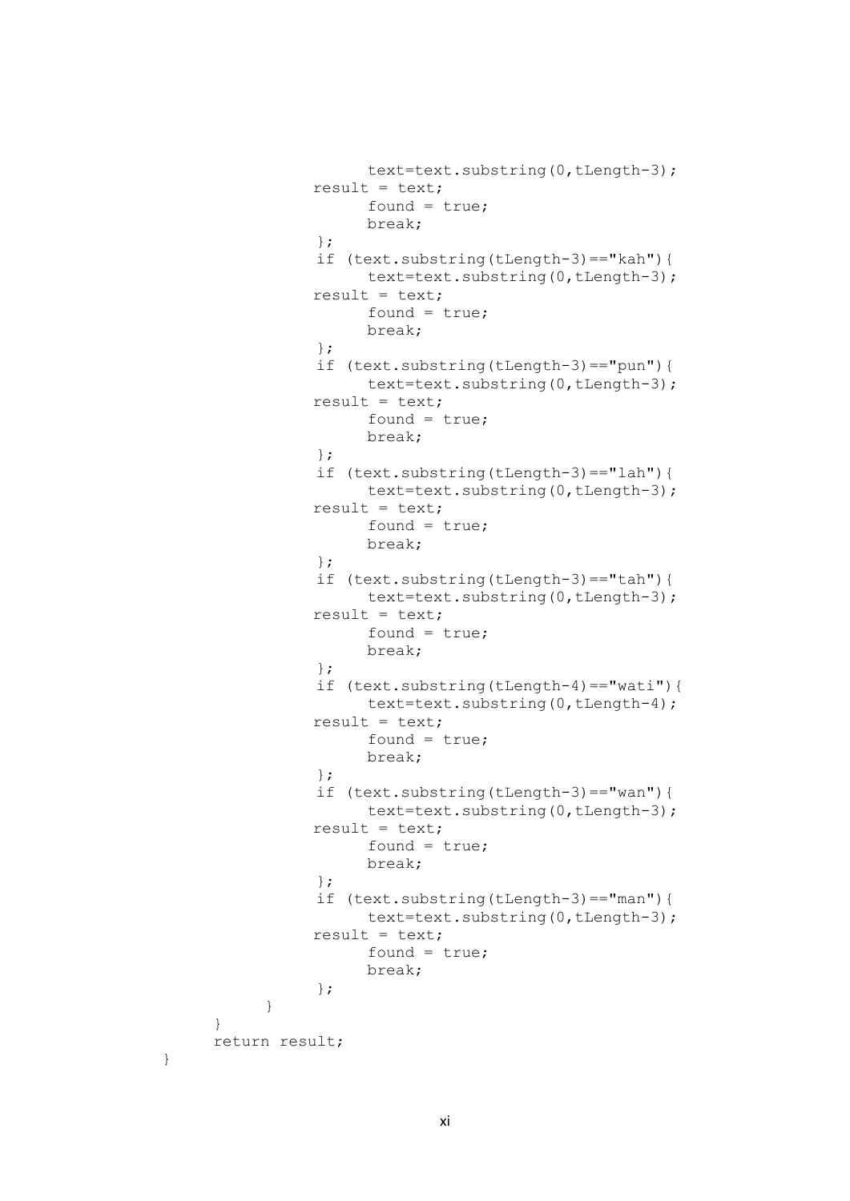```
                    text=text.substring(0,tLength-3);
               result = text;
                    found = true;
                    break;
               };
               if (text.substring(tLength-3)=="kah"){
                    text=text.substring(0,tLength-3);
               result = text;
                    found = true;
                    break;
               };
               if (text.substring(tLength-3)=="pun"){
                    text=text.substring(0,tLength-3);
               result = text;
                    found = true;
                    break;
               };
               if (text.substring(tLength-3)=="lah"){
                    text=text.substring(0,tLength-3);
               result = text;
                    found = true;
                    break;
               };
               if (text.substring(tLength-3)=="tah"){
                    text=text.substring(0,tLength-3);
               result = text;
                    found = true;
                    break;
               };
               if (text.substring(tLength-4)=="wati"){
                    text=text.substring(0,tLength-4);
               result = text;
                    found = true;
                    break;
               };
               if (text.substring(tLength-3)=="wan"){
                    text=text.substring(0,tLength-3);
               result = text;
                    found = true;
                    break;
               };
               if (text.substring(tLength-3)=="man"){
                    text=text.substring(0,tLength-3);
               result = text;
                    found = true;
                    break;
               };
          }
     }
     return result;
}
```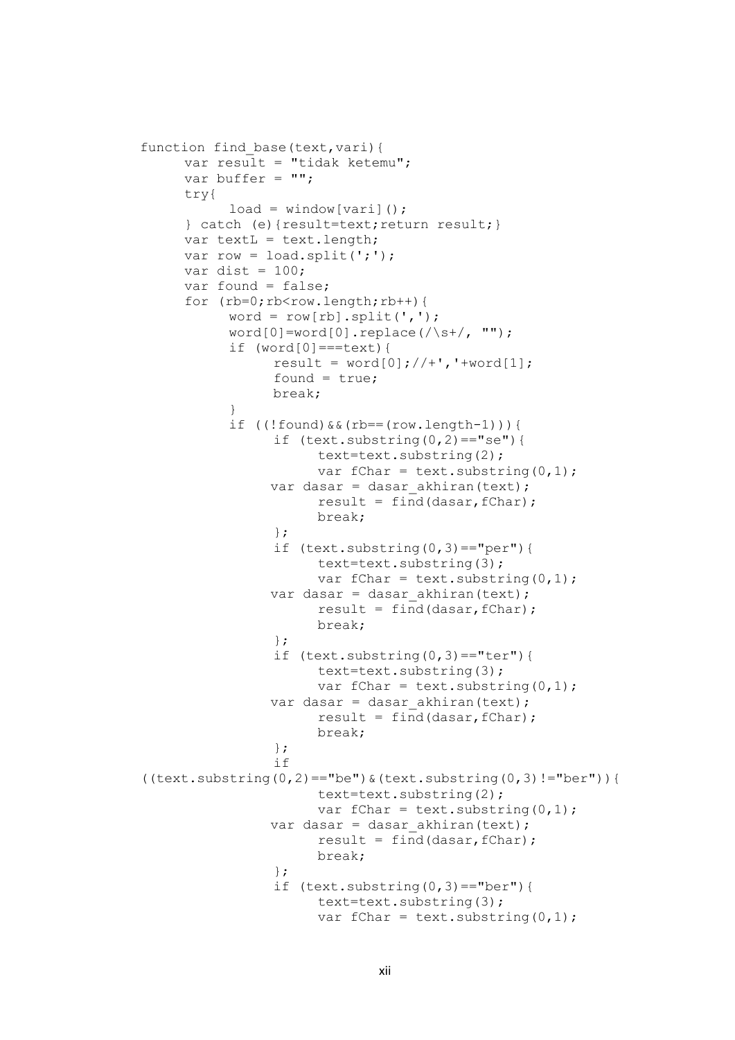```
function find_base(text,vari){
      var result = "tidak ketemu";
      var buffer = "";
      try{
            load = window[vari]();
      } catch (e){result=text;return result;}
      var textL = text.length;
      var row = load.split(';');
      var dist = 100;
      var found = false;
      for (rb=0;rb<row.length;rb++){
            word = row[rb].split(',');
            word[0]=word[0].replace(/\s+/, "");
            if (word[0]===text){
                  result = word[0];//+','+word[1];
                  found = true;
                  break;
            }
            if ((!found)&&(rb==(row.length-1))){
                  if (text.substring(0,2)=="se"){
                        text=text.substring(2);
                        var fChar = text.substring(0,1);
                  var dasar = dasar_akhiran(text);
                        result = find(dasar,fChar);
                        break;
                  };
                  if (text.substring(0,3)=="per"){
                        text=text.substring(3);
                        var fChar = text.substring(0,1);
                  var dasar = dasar_akhiran(text);
                        result = find(dasar,fChar);
                        break;
                  };
                  if (text.substring(0,3)=="ter"){
                        text=text.substring(3);
                        var fChar = text.substring(0,1);
                  var dasar = dasar_akhiran(text);
                        result = find(dasar,fChar);
                        break;
                  };
                  if
((text.substring(0,2)=="be")&(text.substring(0,3)!="ber")){
                        text=text.substring(2);
                        var fChar = text.substring(0,1);
                  var dasar = dasar_akhiran(text);
                        result = find(dasar,fChar);
                        break;
                  };
                  if (text.substring(0,3)=="ber"){
                        text=text.substring(3);
                        var fChar = text.substring(0,1);
```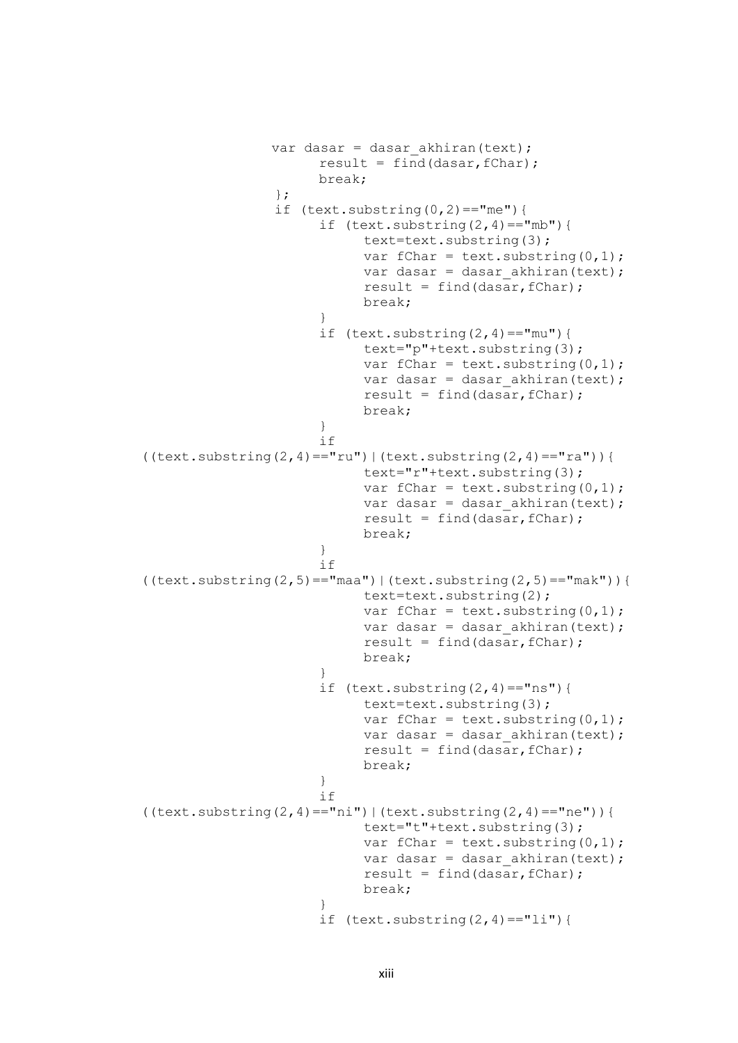```
                var dasar = dasar_akhiran(text);
                      result = find(dasar,fChar);
                      break;
                };
                if (text.substring(0,2)=="me"){
                      if (text.substring(2,4)=="mb"){
                            text=text.substring(3);
                            var fChar = text.substring(0,1);
                            var dasar = dasar_akhiran(text);
                            result = find(dasar,fChar);
                            break;
                      }
                      if (text.substring(2,4)=="mu"){
                            text="p"+text.substring(3);
                            var fChar = text.substring(0,1);
                            var dasar = dasar_akhiran(text);
                            result = find(dasar,fChar);
                            break;
                      }
                      if
((text.substring(2,4)=="ru")|(text.substring(2,4)=="ra")){
                            text="r"+text.substring(3);
                            var fChar = text.substring(0,1);
                            var dasar = dasar_akhiran(text);
                            result = find(dasar,fChar);
                            break;
                      }
                      if
((text.substring(2,5)=="maa")|(text.substring(2,5)=="mak")){
                            text=text.substring(2);
                            var fChar = text.substring(0,1);
                            var dasar = dasar_akhiran(text);
                            result = find(dasar,fChar);
                            break;
                      }
                      if (text.substring(2,4)=="ns"){
                            text=text.substring(3);
                            var fChar = text.substring(0,1);
                            var dasar = dasar_akhiran(text);
                            result = find(dasar,fChar);
                            break;
                      }
                      if
((text.substring(2,4)=="ni")|(text.substring(2,4)=="ne")){
                            text="t"+text.substring(3);
                            var fChar = text.substring(0,1);
                            var dasar = dasar_akhiran(text);
                            result = find(dasar,fChar);
                            break;
                      }
                      if (text.substring(2,4)=="li"){
```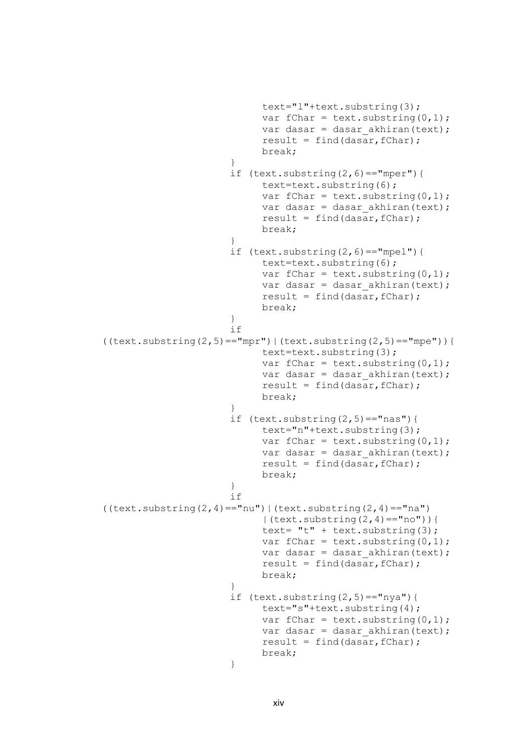```
                        text="l"+text.substring(3);
                        var fChar = text.substring(0,1);
                        var dasar = dasar_akhiran(text);
                        result = find(dasar,fChar);
                        break;
                    }
                    if (text.substring(2,6)=="mper"){
                        text=text.substring(6);
                        var fChar = text.substring(0,1);
                        var dasar = dasar_akhiran(text);
                        result = find(dasar,fChar);
                        break;
                    }
                    if (text.substring(2,6)=="mpel"){
                        text=text.substring(6);
                        var fChar = text.substring(0,1);
                        var dasar = dasar_akhiran(text);
                        result = find(dasar,fChar);
                        break;
                    }
                    if
((text.substring(2,5)=="mpr")|(text.substring(2,5)=="mpe")){
                        text=text.substring(3);
                        var fChar = text.substring(0,1);
                        var dasar = dasar_akhiran(text);
                        result = find(dasar,fChar);
                        break;
                    }
                    if (text.substring(2,5)=="nas"){
                        text="n"+text.substring(3);
                        var fChar = text.substring(0,1);
                        var dasar = dasar_akhiran(text);
                        result = find(dasar,fChar);
                        break;
                    }
                    if
((text.substring(2,4)=="nu")|(text.substring(2,4)=="na")
                        |(text.substring(2,4)=="no")){
                        text= "t" + text.substring(3);
                        var fChar = text.substring(0,1);
                        var dasar = dasar_akhiran(text);
                        result = find(dasar,fChar);
                        break;
                    }
                    if (text.substring(2,5)=="nya"){
                        text="s"+text.substring(4);
                        var fChar = text.substring(0,1);
                        var dasar = dasar_akhiran(text);
                        result = find(dasar,fChar);
                        break;
                    }
```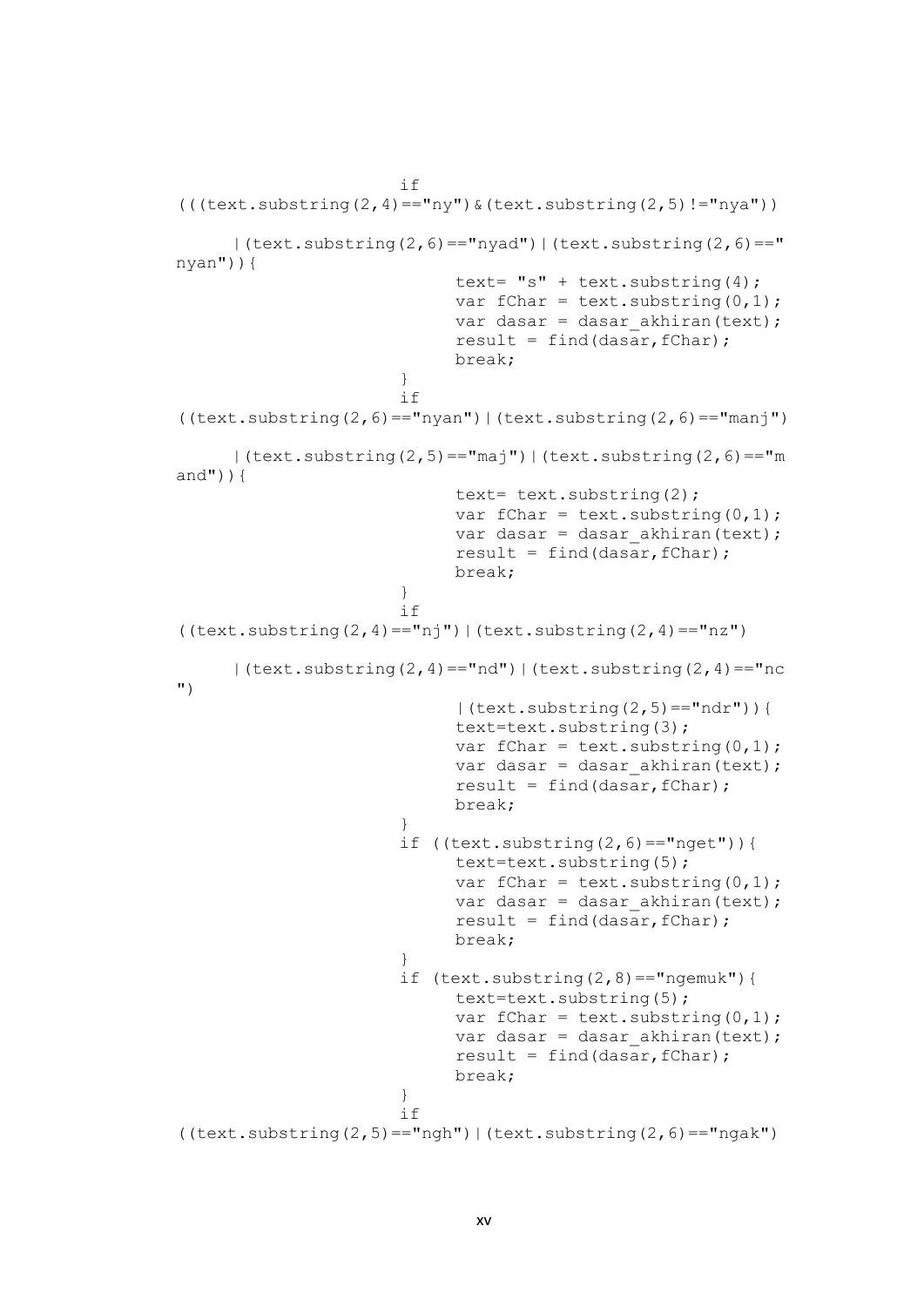```
                        if
(((text.substring(2,4)=="ny")&(text.substring(2,5)!="nya"))

      |(text.substring(2,6)=="nyad")|(text.substring(2,6)=="
nyan")){
                              text= "s" + text.substring(4);
                              var fChar = text.substring(0,1);
                              var dasar = dasar_akhiran(text);
                              result = find(dasar,fChar);
                              break;
                        }
                        if
((text.substring(2,6)=="nyan")|(text.substring(2,6)=="manj")

      |(text.substring(2,5)=="maj")|(text.substring(2,6)=="m
and")){
                              text= text.substring(2);
                              var fChar = text.substring(0,1);
                              var dasar = dasar_akhiran(text);
                              result = find(dasar,fChar);
                              break;
                        }
                        if
((text.substring(2,4)=="nj")|(text.substring(2,4)=="nz")

      |(text.substring(2,4)=="nd")|(text.substring(2,4)=="nc
")
                              |(text.substring(2,5)=="ndr")){
                              text=text.substring(3);
                              var fChar = text.substring(0,1);
                              var dasar = dasar_akhiran(text);
                              result = find(dasar,fChar);
                              break;
                        }
                        if ((text.substring(2,6)=="nget")){
                              text=text.substring(5);
                              var fChar = text.substring(0,1);
                              var dasar = dasar_akhiran(text);
                              result = find(dasar,fChar);
                              break;
                        }
                        if (text.substring(2,8)=="ngemuk"){
                              text=text.substring(5);
                              var fChar = text.substring(0,1);
                              var dasar = dasar_akhiran(text);
                              result = find(dasar,fChar);
                              break;
                        }
                        if
((text.substring(2,5)=="ngh")|(text.substring(2,6)=="ngak")
```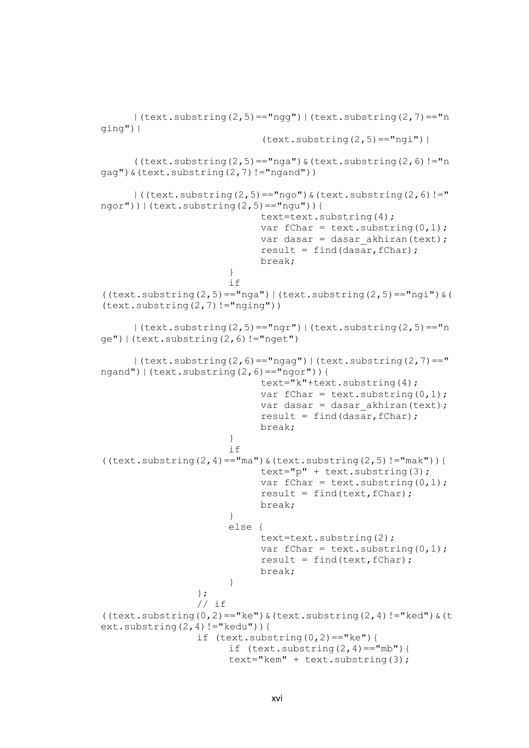```
	|(text.substring(2,5)=="ngg")|(text.substring(2,7)=="n
ging")|
				(text.substring(2,5)=="ngi")|

	((text.substring(2,5)=="nga")&(text.substring(2,6)!="n
gag")&(text.substring(2,7)!="ngand"))

	|((text.substring(2,5)=="ngo")&(text.substring(2,6)!="
ngor"))|(text.substring(2,5)=="ngu")){
				text=text.substring(4);
				var fChar = text.substring(0,1);
				var dasar = dasar_akhiran(text);
				result = find(dasar,fChar);
				break;
			}
			if
((text.substring(2,5)=="nga")|(text.substring(2,5)=="ngi")&(
(text.substring(2,7)!="nging"))

	|(text.substring(2,5)=="ngr")|(text.substring(2,5)=="n
ge")|(text.substring(2,6)!="nget")

	|(text.substring(2,6)=="ngag")|(text.substring(2,7)=="
ngand")|(text.substring(2,6)=="ngor")){
				text="k"+text.substring(4);
				var fChar = text.substring(0,1);
				var dasar = dasar_akhiran(text);
				result = find(dasar,fChar);
				break;
			}
			if
((text.substring(2,4)=="ma")&(text.substring(2,5)!="mak")){
				text="p" + text.substring(3);
				var fChar = text.substring(0,1);
				result = find(text,fChar);
				break;
			}
			else {
				text=text.substring(2);
				var fChar = text.substring(0,1);
				result = find(text,fChar);
				break;
			}
		};
		// if
((text.substring(0,2)=="ke")&(text.substring(2,4)!="ked")&(t
ext.substring(2,4)!="kedu")){
		if (text.substring(0,2)=="ke"){
			if (text.substring(2,4)=="mb"){
			text="kem" + text.substring(3);
```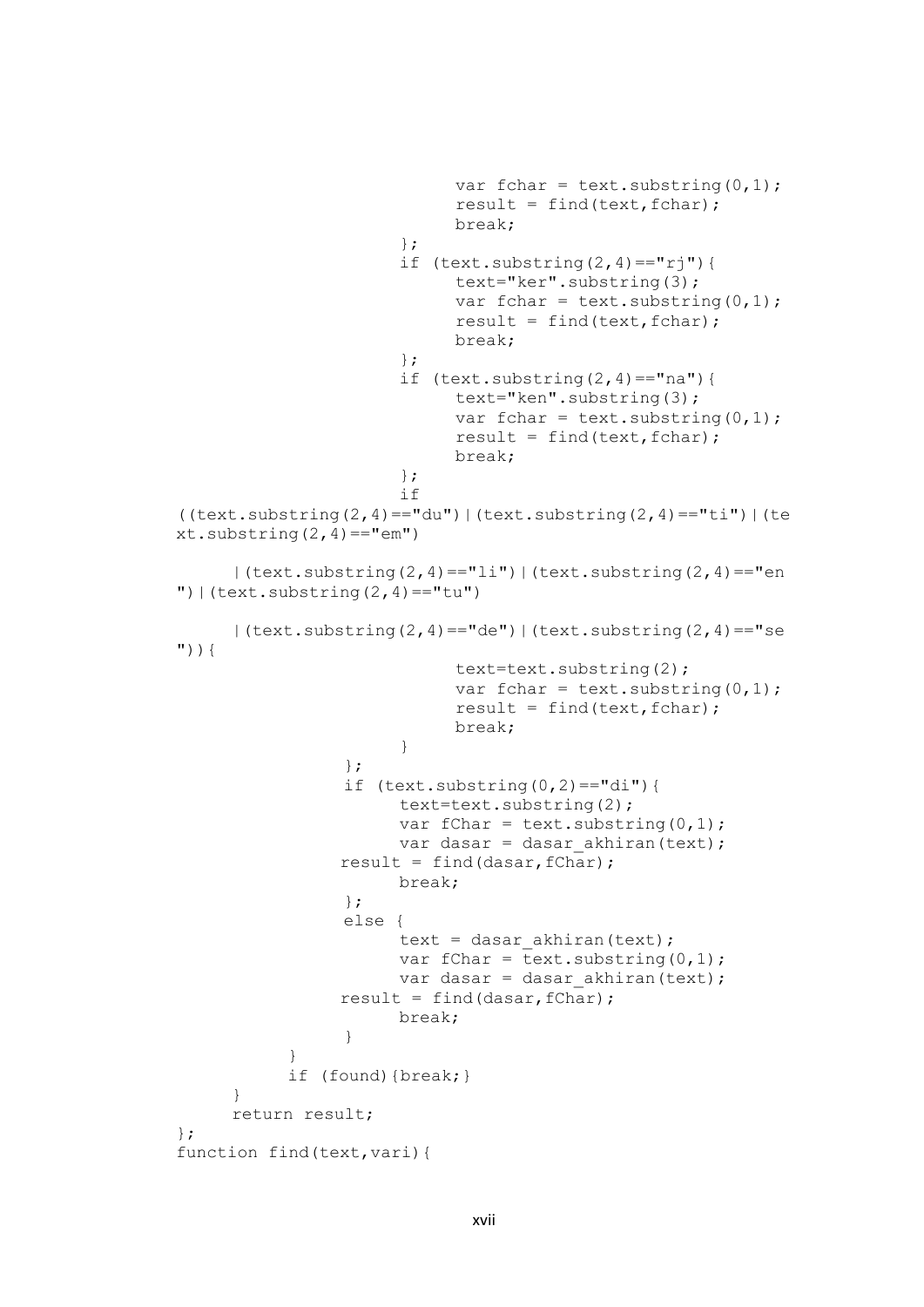```
                        var fchar = text.substring(0,1);
                        result = find(text,fchar);
                        break;
                    };
                    if (text.substring(2,4)=="rj"){
                        text="ker".substring(3);
                        var fchar = text.substring(0,1);
                        result = find(text,fchar);
                        break;
                    };
                    if (text.substring(2,4)=="na"){
                        text="ken".substring(3);
                        var fchar = text.substring(0,1);
                        result = find(text,fchar);
                        break;
                    };
                    if
((text.substring(2,4)=="du")|(text.substring(2,4)=="ti")|(te
xt.substring(2,4)=="em")

    |(text.substring(2,4)=="li")|(text.substring(2,4)=="en
")|(text.substring(2,4)=="tu")

    |(text.substring(2,4)=="de")|(text.substring(2,4)=="se
")){
                        text=text.substring(2);
                        var fchar = text.substring(0,1);
                        result = find(text,fchar);
                        break;
                    }
                };
                if (text.substring(0,2)=="di"){
                    text=text.substring(2);
                    var fChar = text.substring(0,1);
                    var dasar = dasar_akhiran(text);
                result = find(dasar,fChar);
                    break;
                };
                else {
                    text = dasar_akhiran(text);
                    var fChar = text.substring(0,1);
                    var dasar = dasar_akhiran(text);
                result = find(dasar,fChar);
                    break;
                }
            }
            if (found){break;}
    }
    return result;
};
function find(text,vari){
```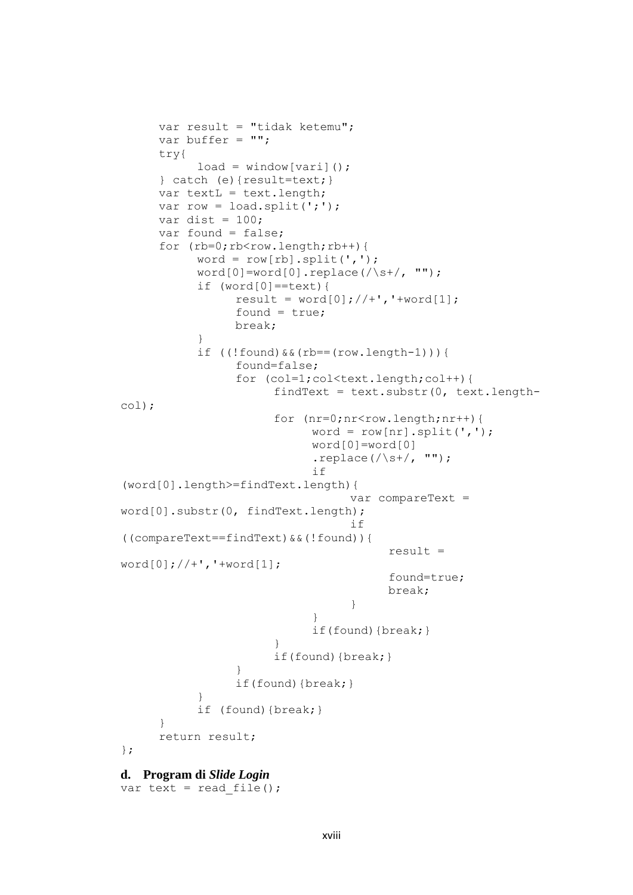```
      var result = "tidak ketemu";
      var buffer = "";
      try{
            load = window[vari]();
      } catch (e){result=text;}
      var textL = text.length;
      var row = load.split(';');
      var dist = 100;
      var found = false;
      for (rb=0;rb<row.length;rb++){
            word = row[rb].split(',');
            word[0]=word[0].replace(/\s+/, "");
            if (word[0]==text){
                  result = word[0];//+','+word[1];
                  found = true;
                  break;
            }
            if ((!found)&&(rb==(row.length-1))){
                  found=false;
                  for (col=1;col<text.length;col++){
                        findText = text.substr(0, text.length-
col);
                        for (nr=0;nr<row.length;nr++){
                              word = row[nr].split(',');
                              word[0]=word[0]
                              .replace(/\s+/, "");
                              if
(word[0].length>=findText.length){
                                    var compareText =
word[0].substr(0, findText.length);
                                    if
((compareText==findText)&&(!found)){
                                          result =
word[0];//+','+word[1];
                                          found=true;
                                          break;
                                    }
                              }
                              if(found){break;}
                        }
                        if(found){break;}
                  }
                  if(found){break;}
            }
            if (found){break;}
      }
      return result;
};
```

**d. Program di *Slide Login***

```
var text = read_file();
```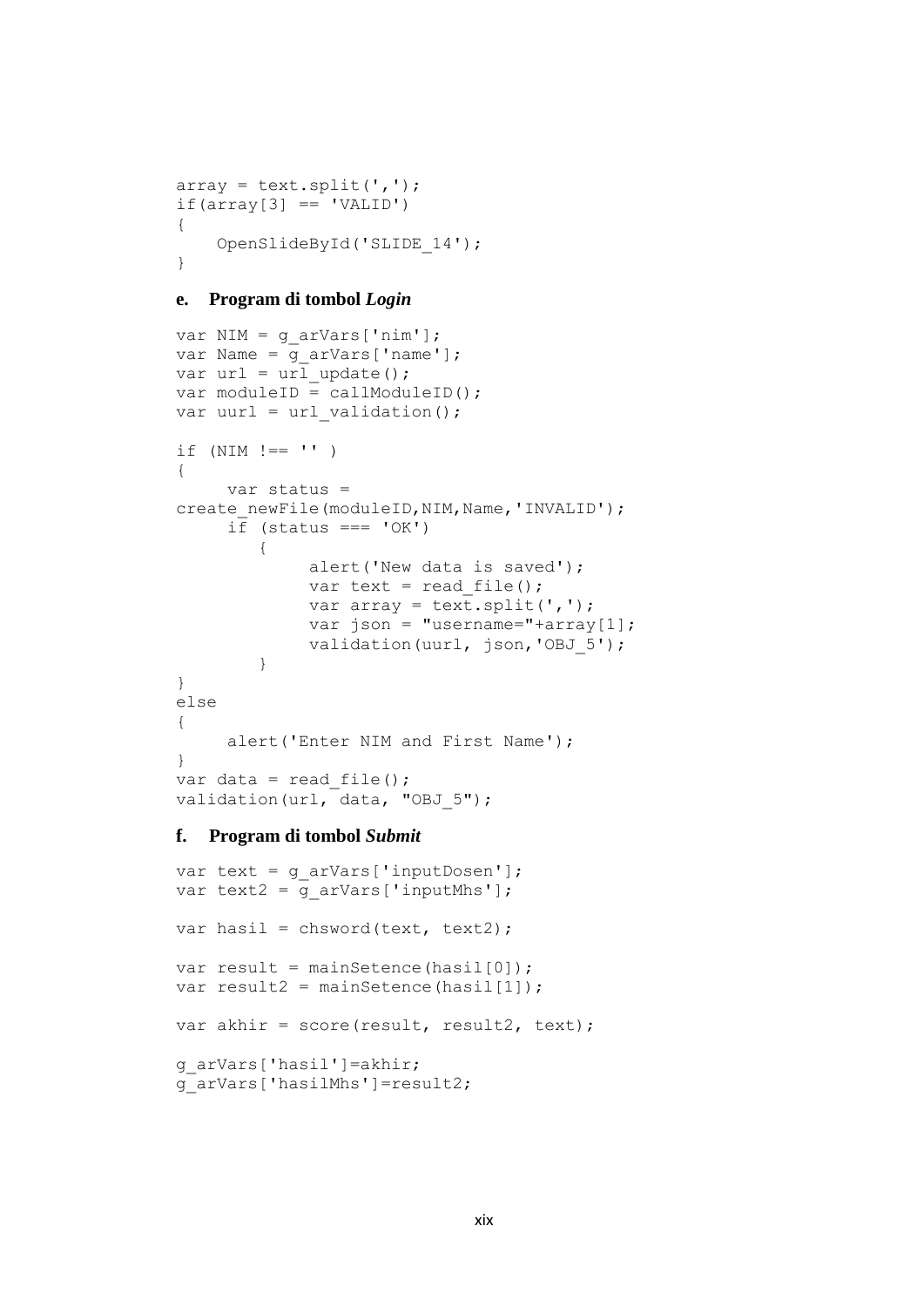```
array = text.split(',');
if(array[3] == 'VALID')
{
    OpenSlideById('SLIDE_14');
}
```

**e. Program di tombol *Login***

```
var NIM = g_arVars['nim'];
var Name = g_arVars['name'];
var url = url_update();
var moduleID = callModuleID();
var uurl = url_validation();

if (NIM !== '' )
{
     var status =
create_newFile(moduleID,NIM,Name,'INVALID');
     if (status === 'OK')
        {
             alert('New data is saved');
             var text = read_file();
             var array = text.split(',');
             var json = "username="+array[1];
             validation(uurl, json,'OBJ_5');
        }
}
else
{
     alert('Enter NIM and First Name');
}
var data = read_file();
validation(url, data, "OBJ_5");
```

**f. Program di tombol *Submit***

```
var text = g_arVars['inputDosen'];
var text2 = g_arVars['inputMhs'];

var hasil = chsword(text, text2);

var result = mainSetence(hasil[0]);
var result2 = mainSetence(hasil[1]);

var akhir = score(result, result2, text);

g_arVars['hasil']=akhir;
g_arVars['hasilMhs']=result2;
```